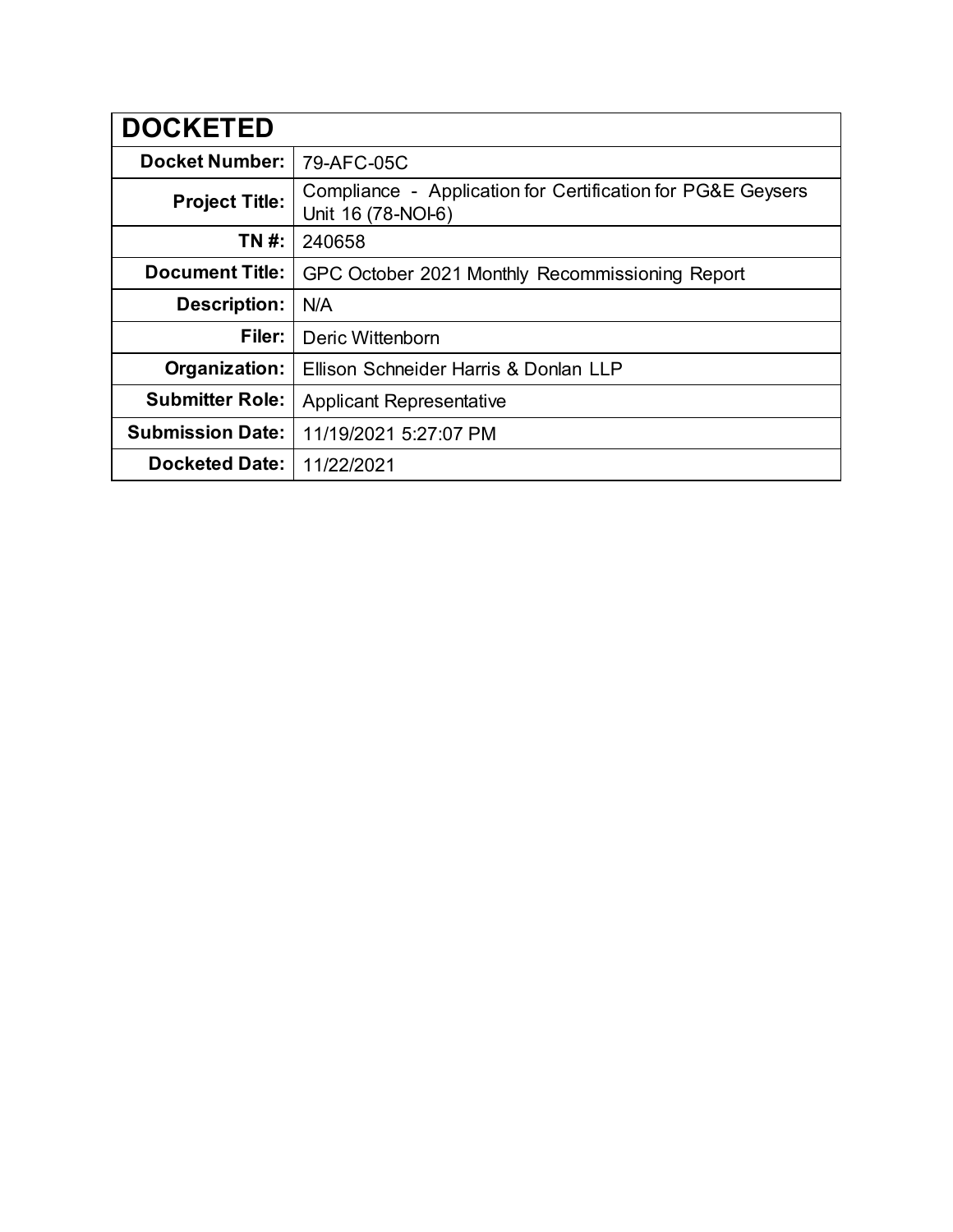| DOCKETED | |
|---|---|
| **Docket Number:** | 79-AFC-05C |
| **Project Title:** | Compliance - Application for Certification for PG&E Geysers Unit 16 (78-NOI-6) |
| **TN #:** | 240658 |
| **Document Title:** | GPC October 2021 Monthly Recommissioning Report |
| **Description:** | N/A |
| **Filer:** | Deric Wittenborn |
| **Organization:** | Ellison Schneider Harris & Donlan LLP |
| **Submitter Role:** | Applicant Representative |
| **Submission Date:** | 11/19/2021 5:27:07 PM |
| **Docketed Date:** | 11/22/2021 |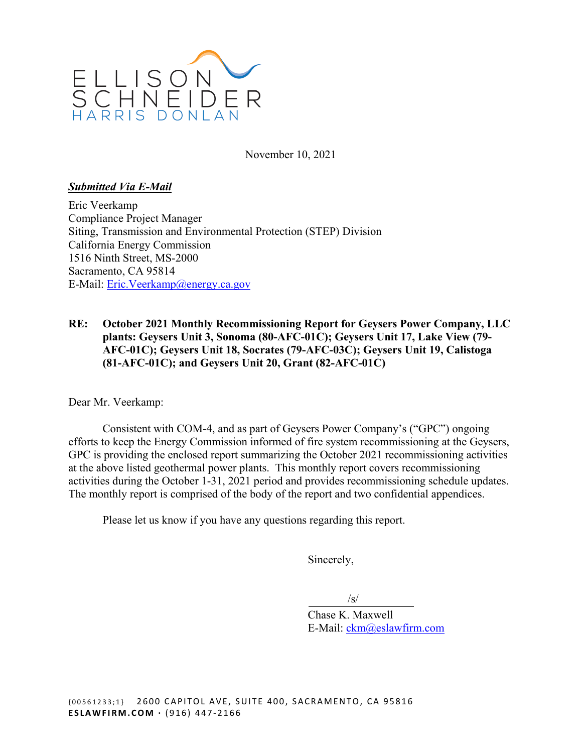ELLISON SCHNEIDER HARRIS DONLAN

November 10, 2021

***Submitted Via E-Mail***

Eric Veerkamp
Compliance Project Manager
Siting, Transmission and Environmental Protection (STEP) Division
California Energy Commission
1516 Ninth Street, MS-2000
Sacramento, CA 95814
E-Mail: Eric.Veerkamp@energy.ca.gov

**RE: October 2021 Monthly Recommissioning Report for Geysers Power Company, LLC plants: Geysers Unit 3, Sonoma (80-AFC-01C); Geysers Unit 17, Lake View (79-AFC-01C); Geysers Unit 18, Socrates (79-AFC-03C); Geysers Unit 19, Calistoga (81-AFC-01C); and Geysers Unit 20, Grant (82-AFC-01C)**

Dear Mr. Veerkamp:

Consistent with COM-4, and as part of Geysers Power Company's ("GPC") ongoing efforts to keep the Energy Commission informed of fire system recommissioning at the Geysers, GPC is providing the enclosed report summarizing the October 2021 recommissioning activities at the above listed geothermal power plants. This monthly report covers recommissioning activities during the October 1-31, 2021 period and provides recommissioning schedule updates. The monthly report is comprised of the body of the report and two confidential appendices.

Please let us know if you have any questions regarding this report.

Sincerely,

/s/

Chase K. Maxwell
E-Mail: ckm@eslawfirm.com

{00561233;1} 2600 CAPITOL AVE, SUITE 400, SACRAMENTO, CA 95816
ESLAWFIRM.COM · (916) 447-2166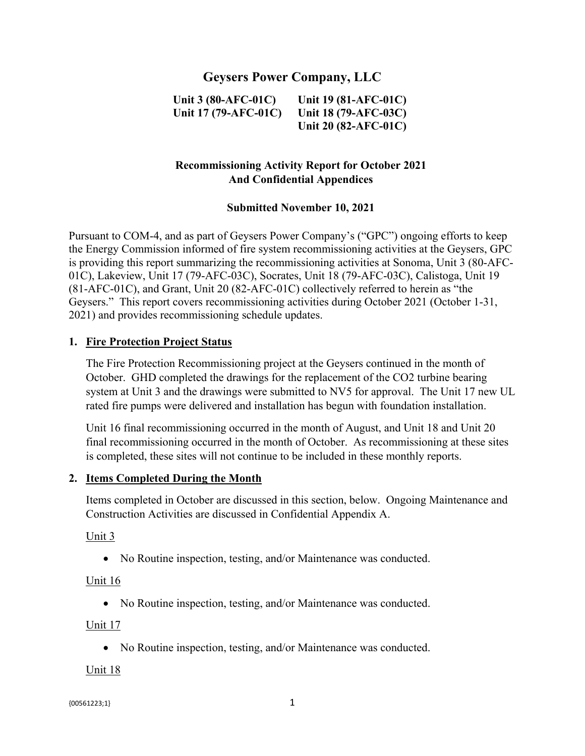# Geysers Power Company, LLC

**Unit 3 (80-AFC-01C)** **Unit 19 (81-AFC-01C)**
**Unit 17 (79-AFC-01C)** **Unit 18 (79-AFC-03C)**
**Unit 20 (82-AFC-01C)**

**Recommissioning Activity Report for October 2021**
**And Confidential Appendices**

**Submitted November 10, 2021**

Pursuant to COM-4, and as part of Geysers Power Company's ("GPC") ongoing efforts to keep the Energy Commission informed of fire system recommissioning activities at the Geysers, GPC is providing this report summarizing the recommissioning activities at Sonoma, Unit 3 (80-AFC-01C), Lakeview, Unit 17 (79-AFC-03C), Socrates, Unit 18 (79-AFC-03C), Calistoga, Unit 19 (81-AFC-01C), and Grant, Unit 20 (82-AFC-01C) collectively referred to herein as "the Geysers." This report covers recommissioning activities during October 2021 (October 1-31, 2021) and provides recommissioning schedule updates.

## 1. Fire Protection Project Status

The Fire Protection Recommissioning project at the Geysers continued in the month of October. GHD completed the drawings for the replacement of the $CO_2$ turbine bearing system at Unit 3 and the drawings were submitted to NV5 for approval. The Unit 17 new UL rated fire pumps were delivered and installation has begun with foundation installation.

Unit 16 final recommissioning occurred in the month of August, and Unit 18 and Unit 20 final recommissioning occurred in the month of October. As recommissioning at these sites is completed, these sites will not continue to be included in these monthly reports.

## 2. Items Completed During the Month

Items completed in October are discussed in this section, below. Ongoing Maintenance and Construction Activities are discussed in Confidential Appendix A.

Unit 3

- No Routine inspection, testing, and/or Maintenance was conducted.

Unit 16

- No Routine inspection, testing, and/or Maintenance was conducted.

Unit 17

- No Routine inspection, testing, and/or Maintenance was conducted.

Unit 18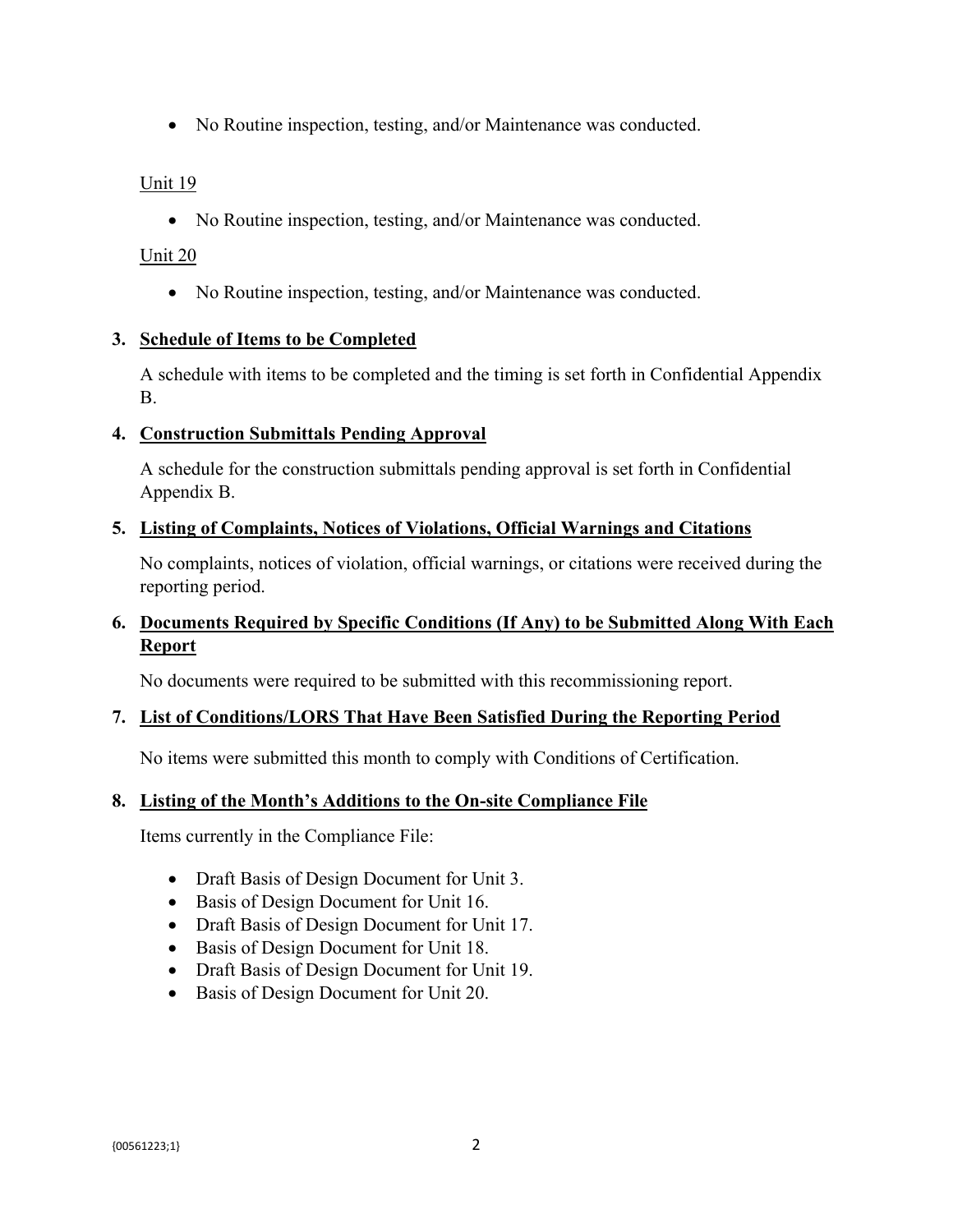- No Routine inspection, testing, and/or Maintenance was conducted.

Unit 19

- No Routine inspection, testing, and/or Maintenance was conducted.

Unit 20

- No Routine inspection, testing, and/or Maintenance was conducted.

**3. Schedule of Items to be Completed**

A schedule with items to be completed and the timing is set forth in Confidential Appendix B.

**4. Construction Submittals Pending Approval**

A schedule for the construction submittals pending approval is set forth in Confidential Appendix B.

**5. Listing of Complaints, Notices of Violations, Official Warnings and Citations**

No complaints, notices of violation, official warnings, or citations were received during the reporting period.

**6. Documents Required by Specific Conditions (If Any) to be Submitted Along With Each Report**

No documents were required to be submitted with this recommissioning report.

**7. List of Conditions/LORS That Have Been Satisfied During the Reporting Period**

No items were submitted this month to comply with Conditions of Certification.

**8. Listing of the Month's Additions to the On-site Compliance File**

Items currently in the Compliance File:

- Draft Basis of Design Document for Unit 3.
- Basis of Design Document for Unit 16.
- Draft Basis of Design Document for Unit 17.
- Basis of Design Document for Unit 18.
- Draft Basis of Design Document for Unit 19.
- Basis of Design Document for Unit 20.

{00561223;1}